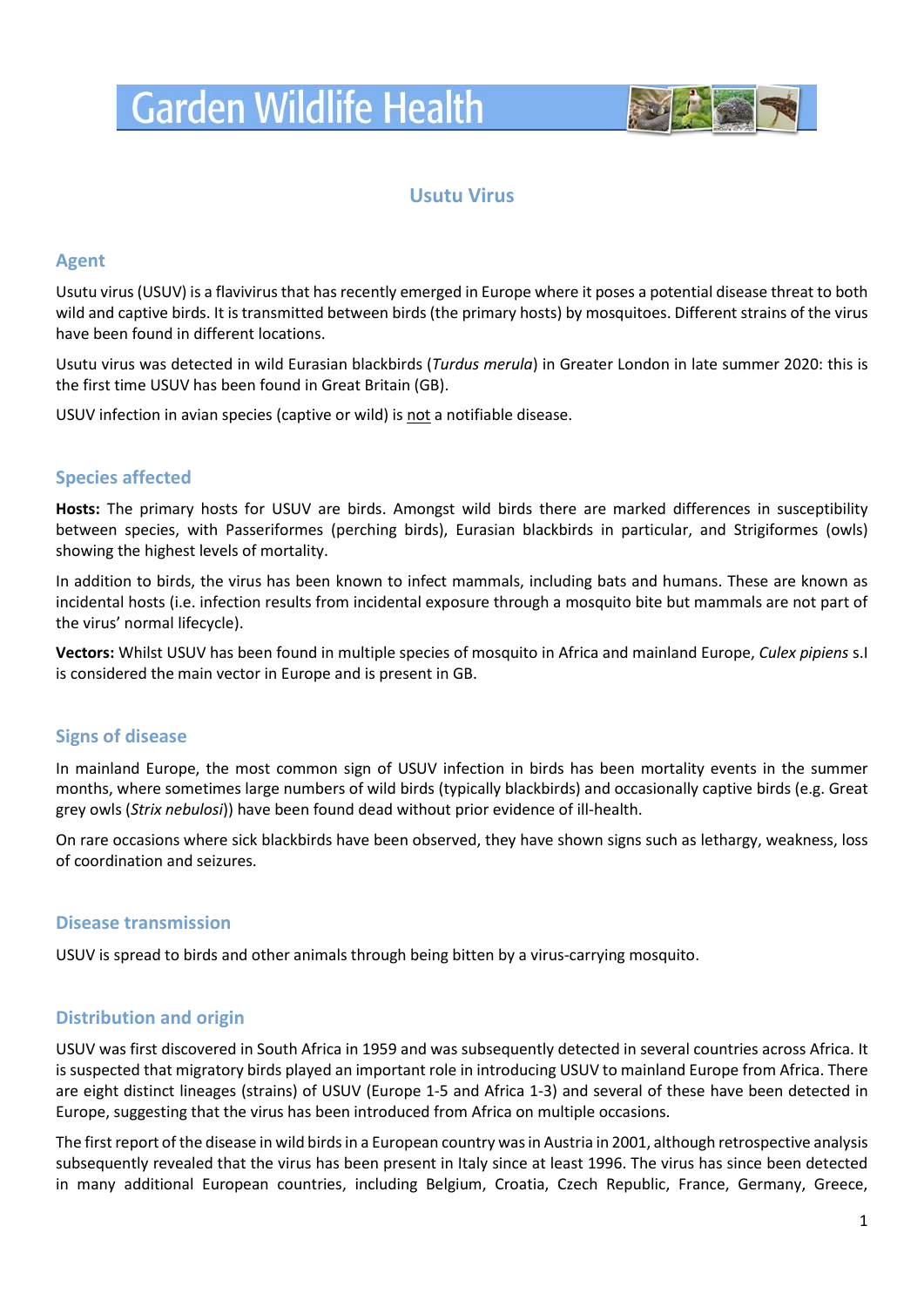# Garden Wildlife Health

## Usutu Virus

### Agent

Usutu virus (USUV) is a flavivirus that has recently emerged in Europe where it poses a potential disease threat to both wild and captive birds. It is transmitted between birds (the primary hosts) by mosquitoes. Different strains of the virus have been found in different locations.

Usutu virus was detected in wild Eurasian blackbirds (*Turdus merula*) in Greater London in late summer 2020: this is the first time USUV has been found in Great Britain (GB).

USUV infection in avian species (captive or wild) is <u>not</u> a notifiable disease.

### Species affected

**Hosts:** The primary hosts for USUV are birds. Amongst wild birds there are marked differences in susceptibility between species, with Passeriformes (perching birds), Eurasian blackbirds in particular, and Strigiformes (owls) showing the highest levels of mortality.

In addition to birds, the virus has been known to infect mammals, including bats and humans. These are known as incidental hosts (i.e. infection results from incidental exposure through a mosquito bite but mammals are not part of the virus' normal lifecycle).

**Vectors:** Whilst USUV has been found in multiple species of mosquito in Africa and mainland Europe, *Culex pipiens* s.l is considered the main vector in Europe and is present in GB.

### Signs of disease

In mainland Europe, the most common sign of USUV infection in birds has been mortality events in the summer months, where sometimes large numbers of wild birds (typically blackbirds) and occasionally captive birds (e.g. Great grey owls (*Strix nebulosi*)) have been found dead without prior evidence of ill-health.

On rare occasions where sick blackbirds have been observed, they have shown signs such as lethargy, weakness, loss of coordination and seizures.

### Disease transmission

USUV is spread to birds and other animals through being bitten by a virus-carrying mosquito.

### Distribution and origin

USUV was first discovered in South Africa in 1959 and was subsequently detected in several countries across Africa. It is suspected that migratory birds played an important role in introducing USUV to mainland Europe from Africa. There are eight distinct lineages (strains) of USUV (Europe 1-5 and Africa 1-3) and several of these have been detected in Europe, suggesting that the virus has been introduced from Africa on multiple occasions.

The first report of the disease in wild birds in a European country was in Austria in 2001, although retrospective analysis subsequently revealed that the virus has been present in Italy since at least 1996. The virus has since been detected in many additional European countries, including Belgium, Croatia, Czech Republic, France, Germany, Greece,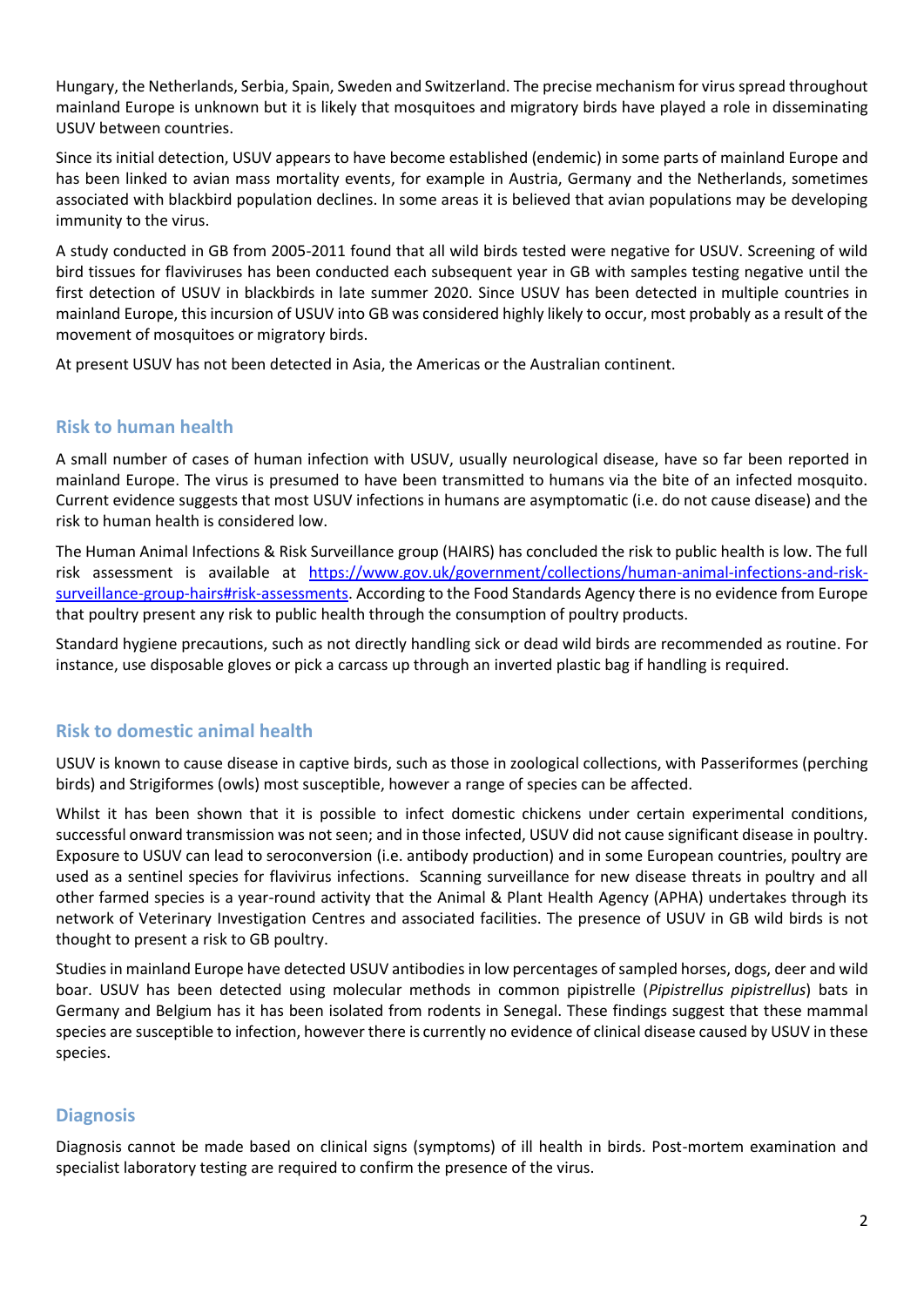Hungary, the Netherlands, Serbia, Spain, Sweden and Switzerland. The precise mechanism for virus spread throughout mainland Europe is unknown but it is likely that mosquitoes and migratory birds have played a role in disseminating USUV between countries.

Since its initial detection, USUV appears to have become established (endemic) in some parts of mainland Europe and has been linked to avian mass mortality events, for example in Austria, Germany and the Netherlands, sometimes associated with blackbird population declines. In some areas it is believed that avian populations may be developing immunity to the virus.

A study conducted in GB from 2005-2011 found that all wild birds tested were negative for USUV. Screening of wild bird tissues for flaviviruses has been conducted each subsequent year in GB with samples testing negative until the first detection of USUV in blackbirds in late summer 2020. Since USUV has been detected in multiple countries in mainland Europe, this incursion of USUV into GB was considered highly likely to occur, most probably as a result of the movement of mosquitoes or migratory birds.

At present USUV has not been detected in Asia, the Americas or the Australian continent.

## Risk to human health

A small number of cases of human infection with USUV, usually neurological disease, have so far been reported in mainland Europe. The virus is presumed to have been transmitted to humans via the bite of an infected mosquito. Current evidence suggests that most USUV infections in humans are asymptomatic (i.e. do not cause disease) and the risk to human health is considered low.

The Human Animal Infections & Risk Surveillance group (HAIRS) has concluded the risk to public health is low. The full risk assessment is available at [https://www.gov.uk/government/collections/human-animal-infections-and-risk-surveillance-group-hairs#risk-assessments](https://www.gov.uk/government/collections/human-animal-infections-and-risk-surveillance-group-hairs#risk-assessments). According to the Food Standards Agency there is no evidence from Europe that poultry present any risk to public health through the consumption of poultry products.

Standard hygiene precautions, such as not directly handling sick or dead wild birds are recommended as routine. For instance, use disposable gloves or pick a carcass up through an inverted plastic bag if handling is required.

## Risk to domestic animal health

USUV is known to cause disease in captive birds, such as those in zoological collections, with Passeriformes (perching birds) and Strigiformes (owls) most susceptible, however a range of species can be affected.

Whilst it has been shown that it is possible to infect domestic chickens under certain experimental conditions, successful onward transmission was not seen; and in those infected, USUV did not cause significant disease in poultry. Exposure to USUV can lead to seroconversion (i.e. antibody production) and in some European countries, poultry are used as a sentinel species for flavivirus infections. Scanning surveillance for new disease threats in poultry and all other farmed species is a year-round activity that the Animal & Plant Health Agency (APHA) undertakes through its network of Veterinary Investigation Centres and associated facilities. The presence of USUV in GB wild birds is not thought to present a risk to GB poultry.

Studies in mainland Europe have detected USUV antibodies in low percentages of sampled horses, dogs, deer and wild boar. USUV has been detected using molecular methods in common pipistrelle (*Pipistrellus pipistrellus*) bats in Germany and Belgium has it has been isolated from rodents in Senegal. These findings suggest that these mammal species are susceptible to infection, however there is currently no evidence of clinical disease caused by USUV in these species.

## Diagnosis

Diagnosis cannot be made based on clinical signs (symptoms) of ill health in birds. Post-mortem examination and specialist laboratory testing are required to confirm the presence of the virus.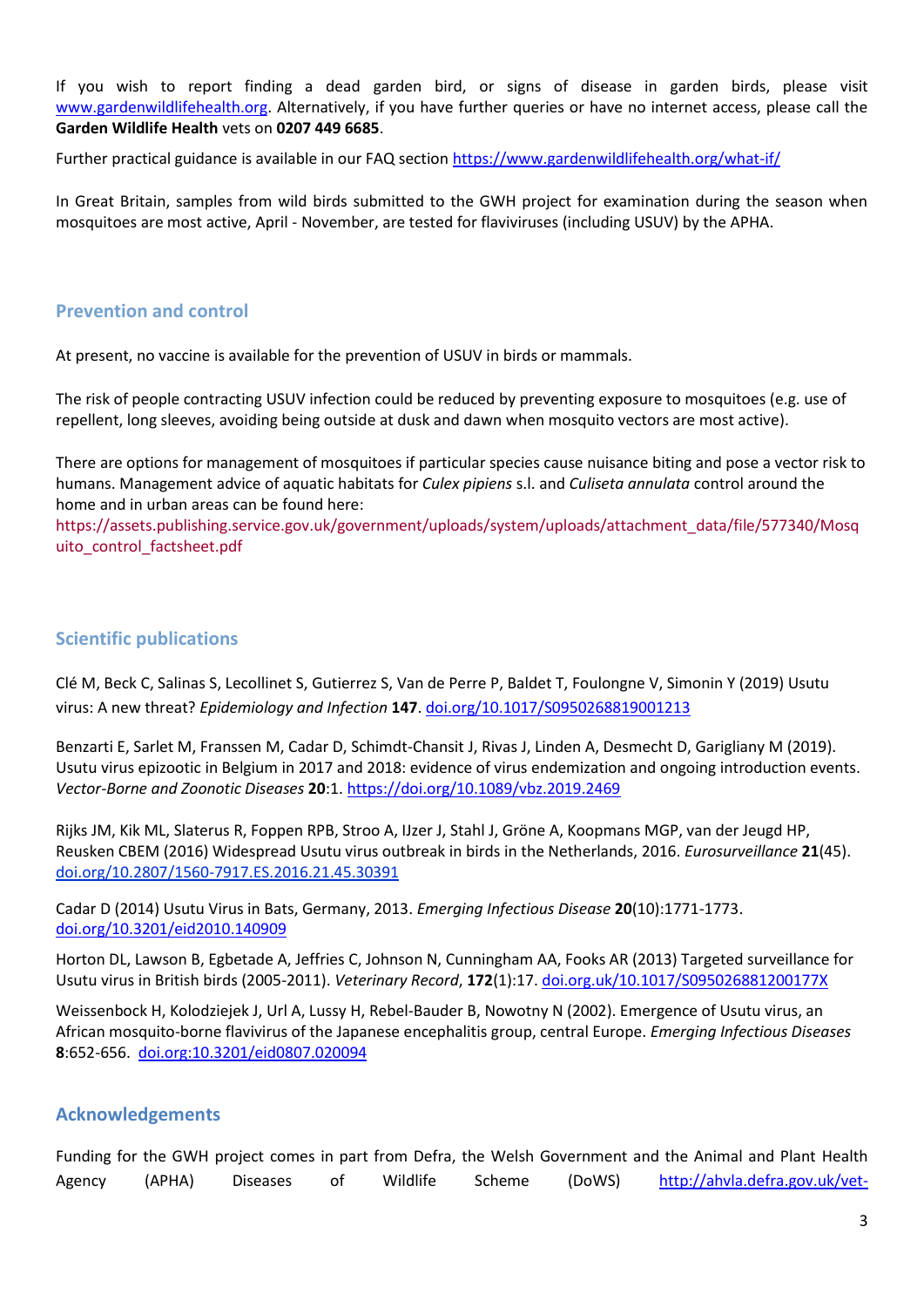If you wish to report finding a dead garden bird, or signs of disease in garden birds, please visit www.gardenwildlifehealth.org. Alternatively, if you have further queries or have no internet access, please call the **Garden Wildlife Health** vets on **0207 449 6685**.

Further practical guidance is available in our FAQ section https://www.gardenwildlifehealth.org/what-if/

In Great Britain, samples from wild birds submitted to the GWH project for examination during the season when mosquitoes are most active, April - November, are tested for flaviviruses (including USUV) by the APHA.

## Prevention and control

At present, no vaccine is available for the prevention of USUV in birds or mammals.

The risk of people contracting USUV infection could be reduced by preventing exposure to mosquitoes (e.g. use of repellent, long sleeves, avoiding being outside at dusk and dawn when mosquito vectors are most active).

There are options for management of mosquitoes if particular species cause nuisance biting and pose a vector risk to humans. Management advice of aquatic habitats for *Culex pipiens* s.l. and *Culiseta annulata* control around the home and in urban areas can be found here: https://assets.publishing.service.gov.uk/government/uploads/system/uploads/attachment_data/file/577340/Mosquito_control_factsheet.pdf

## Scientific publications

Clé M, Beck C, Salinas S, Lecollinet S, Gutierrez S, Van de Perre P, Baldet T, Foulongne V, Simonin Y (2019) Usutu virus: A new threat? *Epidemiology and Infection* **147**. doi.org/10.1017/S0950268819001213

Benzarti E, Sarlet M, Franssen M, Cadar D, Schimdt-Chansit J, Rivas J, Linden A, Desmecht D, Garigliany M (2019). Usutu virus epizootic in Belgium in 2017 and 2018: evidence of virus endemization and ongoing introduction events. *Vector-Borne and Zoonotic Diseases* **20**:1. https://doi.org/10.1089/vbz.2019.2469

Rijks JM, Kik ML, Slaterus R, Foppen RPB, Stroo A, IJzer J, Stahl J, Gröne A, Koopmans MGP, van der Jeugd HP, Reusken CBEM (2016) Widespread Usutu virus outbreak in birds in the Netherlands, 2016. *Eurosurveillance* **21**(45). doi.org/10.2807/1560-7917.ES.2016.21.45.30391

Cadar D (2014) Usutu Virus in Bats, Germany, 2013. *Emerging Infectious Disease* **20**(10):1771-1773. doi.org/10.3201/eid2010.140909

Horton DL, Lawson B, Egbetade A, Jeffries C, Johnson N, Cunningham AA, Fooks AR (2013) Targeted surveillance for Usutu virus in British birds (2005-2011). *Veterinary Record*, **172**(1):17. doi.org.uk/10.1017/S095026881200177X

Weissenbock H, Kolodziejek J, Url A, Lussy H, Rebel-Bauder B, Nowotny N (2002). Emergence of Usutu virus, an African mosquito-borne flavivirus of the Japanese encephalitis group, central Europe. *Emerging Infectious Diseases* **8**:652-656. doi.org:10.3201/eid0807.020094

## Acknowledgements

Funding for the GWH project comes in part from Defra, the Welsh Government and the Animal and Plant Health Agency (APHA) Diseases of Wildlife Scheme (DoWS) http://ahvla.defra.gov.uk/vet-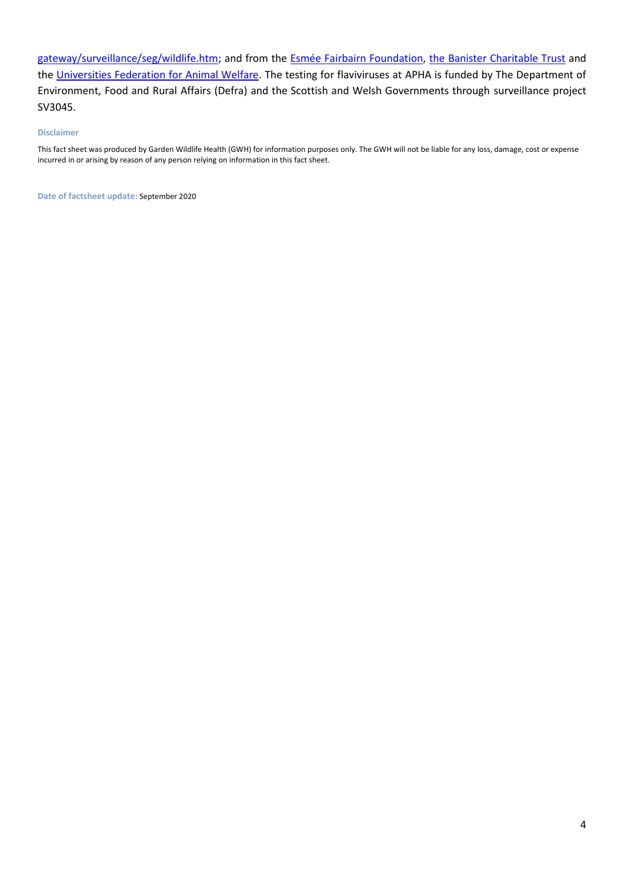gateway/surveillance/seg/wildlife.htm; and from the Esmée Fairbairn Foundation, the Banister Charitable Trust and the Universities Federation for Animal Welfare. The testing for flaviviruses at APHA is funded by The Department of Environment, Food and Rural Affairs (Defra) and the Scottish and Welsh Governments through surveillance project SV3045.

#### Disclaimer

This fact sheet was produced by Garden Wildlife Health (GWH) for information purposes only. The GWH will not be liable for any loss, damage, cost or expense incurred in or arising by reason of any person relying on information in this fact sheet.

**Date of factsheet update:** September 2020